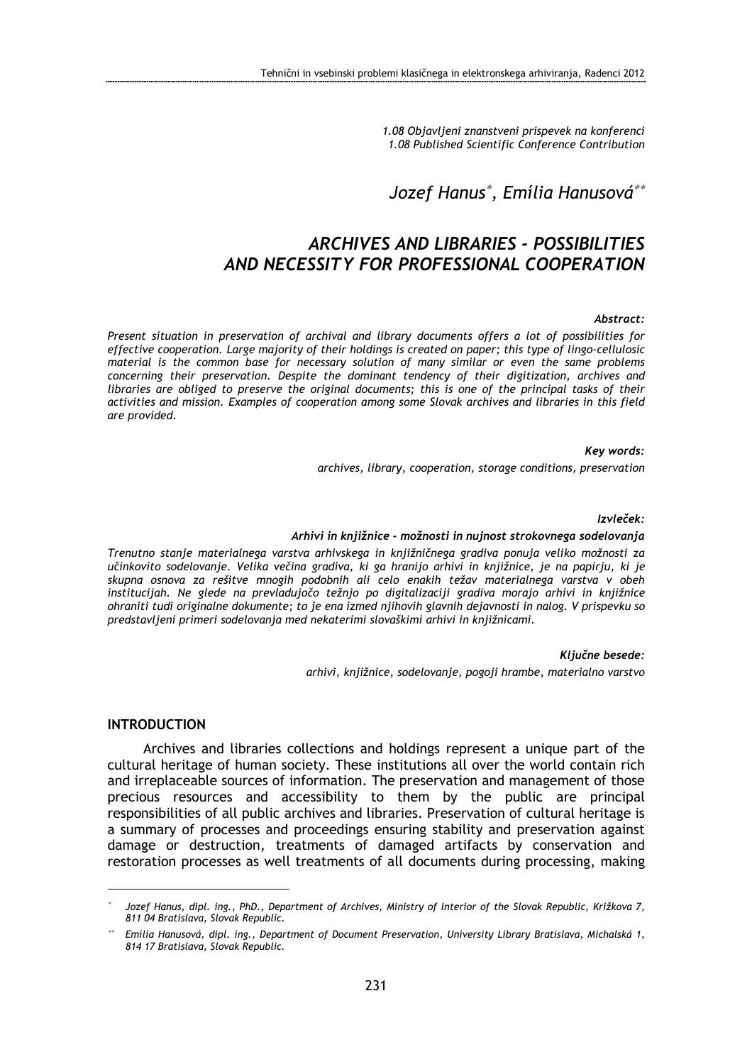*1.08 Objavljeni znanstveni prispevek na konferenci*
*1.08 Published Scientific Conference Contribution*

*Jozef Hanus*[*], *Emília Hanusová*[**]

# *ARCHIVES AND LIBRARIES - POSSIBILITIES AND NECESSITY FOR PROFESSIONAL COOPERATION*

***Abstract:***

*Present situation in preservation of archival and library documents offers a lot of possibilities for effective cooperation. Large majority of their holdings is created on paper; this type of lingo-cellulosic material is the common base for necessary solution of many similar or even the same problems concerning their preservation. Despite the dominant tendency of their digitization, archives and libraries are obliged to preserve the original documents; this is one of the principal tasks of their activities and mission. Examples of cooperation among some Slovak archives and libraries in this field are provided.*

***Key words:***

*archives, library, cooperation, storage conditions, preservation*

***Izvleček:***

***Arhivi in knjižnice - možnosti in nujnost strokovnega sodelovanja***

*Trenutno stanje materialnega varstva arhivskega in knjižničnega gradiva ponuja veliko možnosti za učinkovito sodelovanje. Velika večina gradiva, ki ga hranijo arhivi in knjižnice, je na papirju, ki je skupna osnova za rešitve mnogih podobnih ali celo enakih težav materialnega varstva v obeh institucijah. Ne glede na prevladujočo težnjo po digitalizaciji gradiva morajo arhivi in knjižnice ohraniti tudi originalne dokumente; to je ena izmed njihovih glavnih dejavnosti in nalog. V prispevku so predstavljeni primeri sodelovanja med nekaterimi slovaškimi arhivi in knjižnicami.*

***Ključne besede:***

*arhivi, knjižnice, sodelovanje, pogoji hrambe, materialno varstvo*

## INTRODUCTION

Archives and libraries collections and holdings represent a unique part of the cultural heritage of human society. These institutions all over the world contain rich and irreplaceable sources of information. The preservation and management of those precious resources and accessibility to them by the public are principal responsibilities of all public archives and libraries. Preservation of cultural heritage is a summary of processes and proceedings ensuring stability and preservation against damage or destruction, treatments of damaged artifacts by conservation and restoration processes as well treatments of all documents during processing, making

---

[*] *Jozef Hanus, dipl. ing., PhD., Department of Archives, Ministry of Interior of the Slovak Republic, Križkova 7, 811 04 Bratislava, Slovak Republic.*

[**] *Emília Hanusová, dipl. ing., Department of Document Preservation, University Library Bratislava, Michalská 1, 814 17 Bratislava, Slovak Republic.*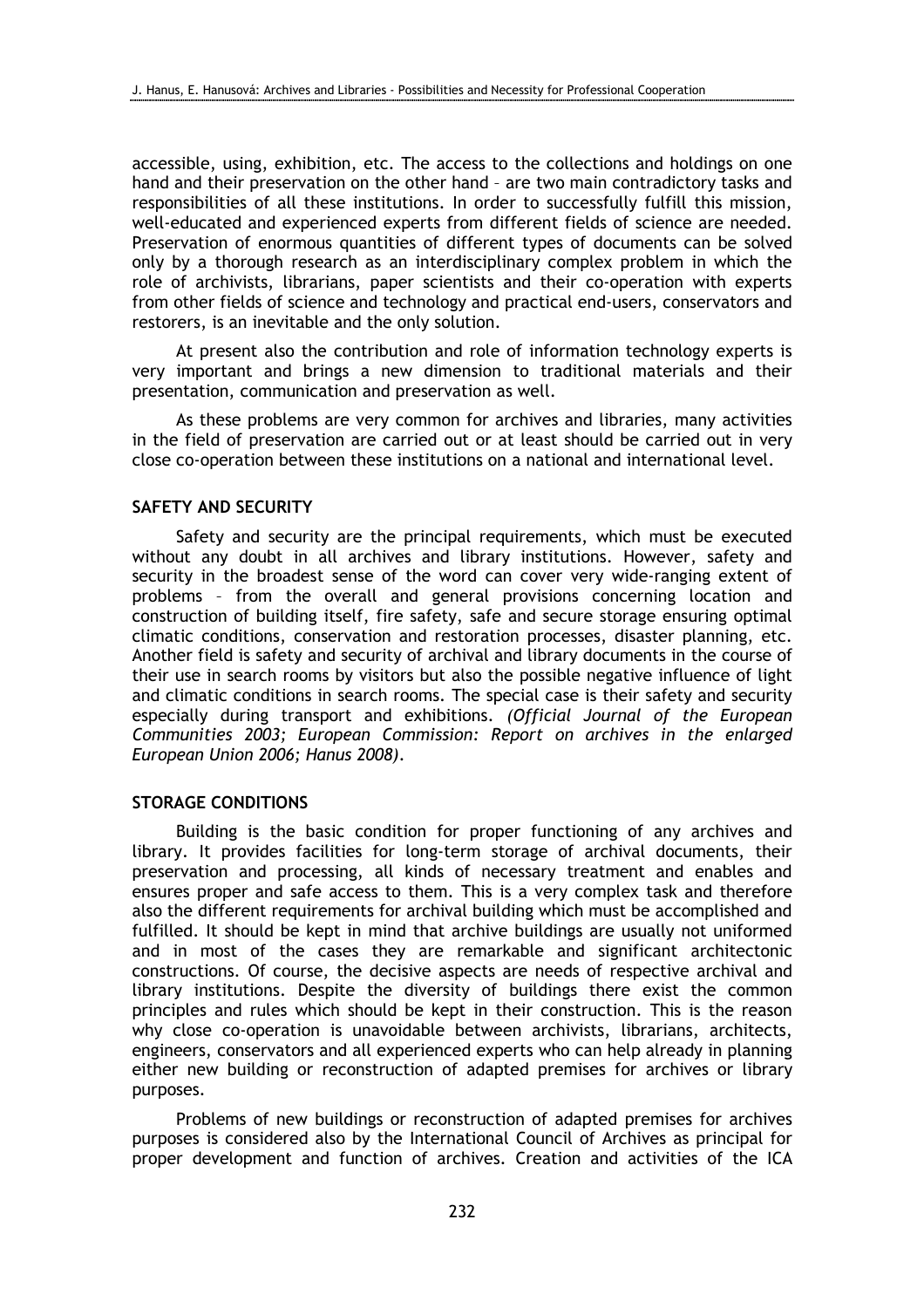accessible, using, exhibition, etc. The access to the collections and holdings on one hand and their preservation on the other hand – are two main contradictory tasks and responsibilities of all these institutions. In order to successfully fulfill this mission, well-educated and experienced experts from different fields of science are needed. Preservation of enormous quantities of different types of documents can be solved only by a thorough research as an interdisciplinary complex problem in which the role of archivists, librarians, paper scientists and their co-operation with experts from other fields of science and technology and practical end-users, conservators and restorers, is an inevitable and the only solution.

At present also the contribution and role of information technology experts is very important and brings a new dimension to traditional materials and their presentation, communication and preservation as well.

As these problems are very common for archives and libraries, many activities in the field of preservation are carried out or at least should be carried out in very close co-operation between these institutions on a national and international level.

## SAFETY AND SECURITY

Safety and security are the principal requirements, which must be executed without any doubt in all archives and library institutions. However, safety and security in the broadest sense of the word can cover very wide-ranging extent of problems – from the overall and general provisions concerning location and construction of building itself, fire safety, safe and secure storage ensuring optimal climatic conditions, conservation and restoration processes, disaster planning, etc. Another field is safety and security of archival and library documents in the course of their use in search rooms by visitors but also the possible negative influence of light and climatic conditions in search rooms. The special case is their safety and security especially during transport and exhibitions. *(Official Journal of the European Communities 2003; European Commission: Report on archives in the enlarged European Union 2006; Hanus 2008).*

## STORAGE CONDITIONS

Building is the basic condition for proper functioning of any archives and library. It provides facilities for long-term storage of archival documents, their preservation and processing, all kinds of necessary treatment and enables and ensures proper and safe access to them. This is a very complex task and therefore also the different requirements for archival building which must be accomplished and fulfilled. It should be kept in mind that archive buildings are usually not uniformed and in most of the cases they are remarkable and significant architectonic constructions. Of course, the decisive aspects are needs of respective archival and library institutions. Despite the diversity of buildings there exist the common principles and rules which should be kept in their construction. This is the reason why close co-operation is unavoidable between archivists, librarians, architects, engineers, conservators and all experienced experts who can help already in planning either new building or reconstruction of adapted premises for archives or library purposes.

Problems of new buildings or reconstruction of adapted premises for archives purposes is considered also by the International Council of Archives as principal for proper development and function of archives. Creation and activities of the ICA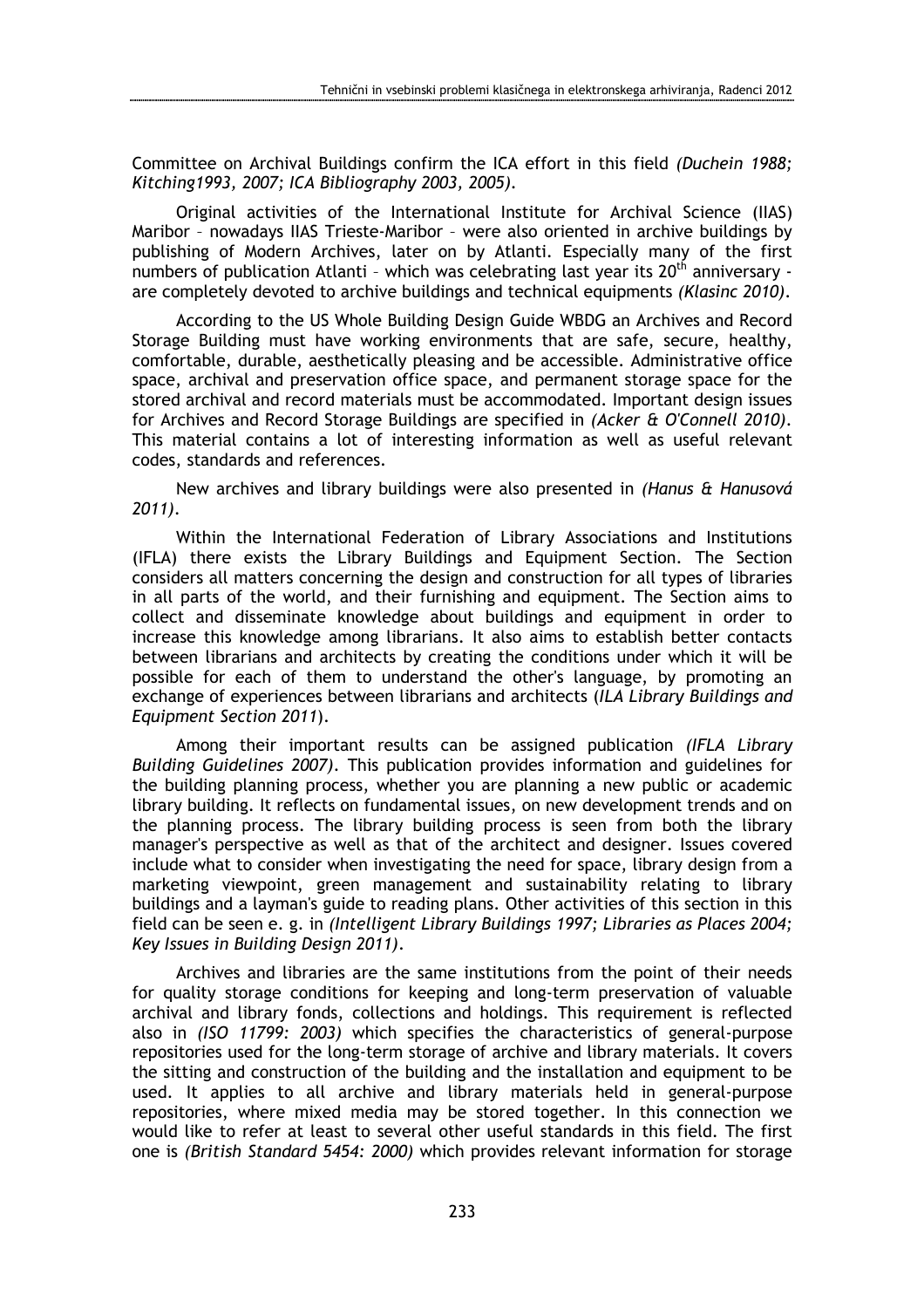Committee on Archival Buildings confirm the ICA effort in this field *(Duchein 1988; Kitching1993, 2007; ICA Bibliography 2003, 2005)*.

Original activities of the International Institute for Archival Science (IIAS) Maribor – nowadays IIAS Trieste-Maribor – were also oriented in archive buildings by publishing of Modern Archives, later on by Atlanti. Especially many of the first numbers of publication Atlanti – which was celebrating last year its 20th anniversary - are completely devoted to archive buildings and technical equipments *(Klasinc 2010)*.

According to the US Whole Building Design Guide WBDG an Archives and Record Storage Building must have working environments that are safe, secure, healthy, comfortable, durable, aesthetically pleasing and be accessible. Administrative office space, archival and preservation office space, and permanent storage space for the stored archival and record materials must be accommodated. Important design issues for Archives and Record Storage Buildings are specified in *(Acker & O'Connell 2010)*. This material contains a lot of interesting information as well as useful relevant codes, standards and references.

New archives and library buildings were also presented in *(Hanus & Hanusová 2011)*.

Within the International Federation of Library Associations and Institutions (IFLA) there exists the Library Buildings and Equipment Section. The Section considers all matters concerning the design and construction for all types of libraries in all parts of the world, and their furnishing and equipment. The Section aims to collect and disseminate knowledge about buildings and equipment in order to increase this knowledge among librarians. It also aims to establish better contacts between librarians and architects by creating the conditions under which it will be possible for each of them to understand the other's language, by promoting an exchange of experiences between librarians and architects (*ILA Library Buildings and Equipment Section 2011*).

Among their important results can be assigned publication *(IFLA Library Building Guidelines 2007)*. This publication provides information and guidelines for the building planning process, whether you are planning a new public or academic library building. It reflects on fundamental issues, on new development trends and on the planning process. The library building process is seen from both the library manager's perspective as well as that of the architect and designer. Issues covered include what to consider when investigating the need for space, library design from a marketing viewpoint, green management and sustainability relating to library buildings and a layman's guide to reading plans. Other activities of this section in this field can be seen e. g. in *(Intelligent Library Buildings 1997; Libraries as Places 2004; Key Issues in Building Design 2011)*.

Archives and libraries are the same institutions from the point of their needs for quality storage conditions for keeping and long-term preservation of valuable archival and library fonds, collections and holdings. This requirement is reflected also in *(ISO 11799: 2003)* which specifies the characteristics of general-purpose repositories used for the long-term storage of archive and library materials. It covers the sitting and construction of the building and the installation and equipment to be used. It applies to all archive and library materials held in general-purpose repositories, where mixed media may be stored together. In this connection we would like to refer at least to several other useful standards in this field. The first one is *(British Standard 5454: 2000)* which provides relevant information for storage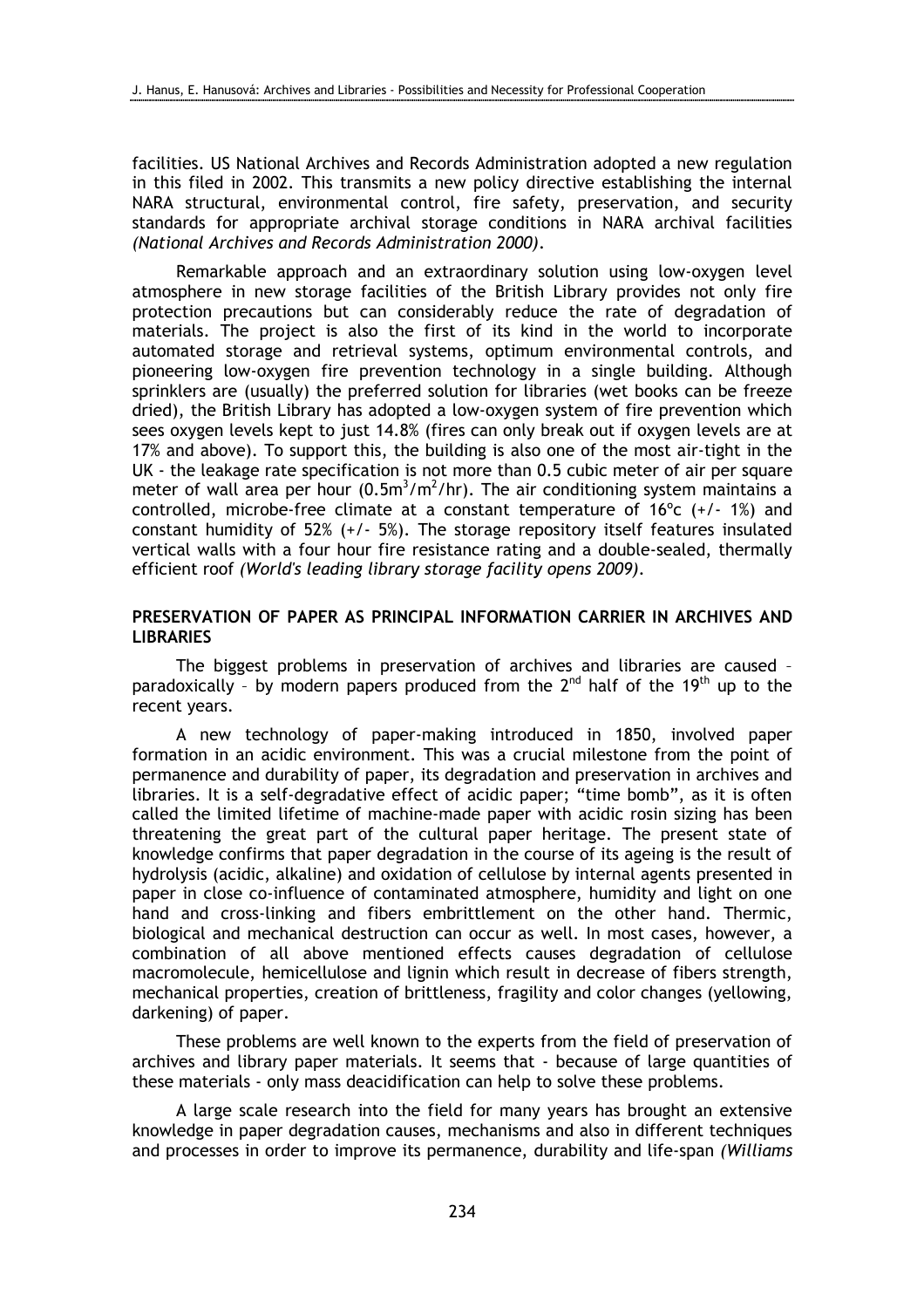facilities. US National Archives and Records Administration adopted a new regulation in this filed in 2002. This transmits a new policy directive establishing the internal NARA structural, environmental control, fire safety, preservation, and security standards for appropriate archival storage conditions in NARA archival facilities *(National Archives and Records Administration 2000)*.

Remarkable approach and an extraordinary solution using low-oxygen level atmosphere in new storage facilities of the British Library provides not only fire protection precautions but can considerably reduce the rate of degradation of materials. The project is also the first of its kind in the world to incorporate automated storage and retrieval systems, optimum environmental controls, and pioneering low-oxygen fire prevention technology in a single building. Although sprinklers are (usually) the preferred solution for libraries (wet books can be freeze dried), the British Library has adopted a low-oxygen system of fire prevention which sees oxygen levels kept to just 14.8% (fires can only break out if oxygen levels are at 17% and above). To support this, the building is also one of the most air-tight in the UK - the leakage rate specification is not more than 0.5 cubic meter of air per square meter of wall area per hour ($0.5m^3/m^2/hr$). The air conditioning system maintains a controlled, microbe-free climate at a constant temperature of 16ºc (+/- 1%) and constant humidity of 52% (+/- 5%). The storage repository itself features insulated vertical walls with a four hour fire resistance rating and a double-sealed, thermally efficient roof *(World's leading library storage facility opens 2009)*.

## PRESERVATION OF PAPER AS PRINCIPAL INFORMATION CARRIER IN ARCHIVES AND LIBRARIES

The biggest problems in preservation of archives and libraries are caused – paradoxically – by modern papers produced from the 2nd half of the 19th up to the recent years.

A new technology of paper-making introduced in 1850, involved paper formation in an acidic environment. This was a crucial milestone from the point of permanence and durability of paper, its degradation and preservation in archives and libraries. It is a self-degradative effect of acidic paper; "time bomb", as it is often called the limited lifetime of machine-made paper with acidic rosin sizing has been threatening the great part of the cultural paper heritage. The present state of knowledge confirms that paper degradation in the course of its ageing is the result of hydrolysis (acidic, alkaline) and oxidation of cellulose by internal agents presented in paper in close co-influence of contaminated atmosphere, humidity and light on one hand and cross-linking and fibers embrittlement on the other hand. Thermic, biological and mechanical destruction can occur as well. In most cases, however, a combination of all above mentioned effects causes degradation of cellulose macromolecule, hemicellulose and lignin which result in decrease of fibers strength, mechanical properties, creation of brittleness, fragility and color changes (yellowing, darkening) of paper.

These problems are well known to the experts from the field of preservation of archives and library paper materials. It seems that - because of large quantities of these materials - only mass deacidification can help to solve these problems.

A large scale research into the field for many years has brought an extensive knowledge in paper degradation causes, mechanisms and also in different techniques and processes in order to improve its permanence, durability and life-span *(Williams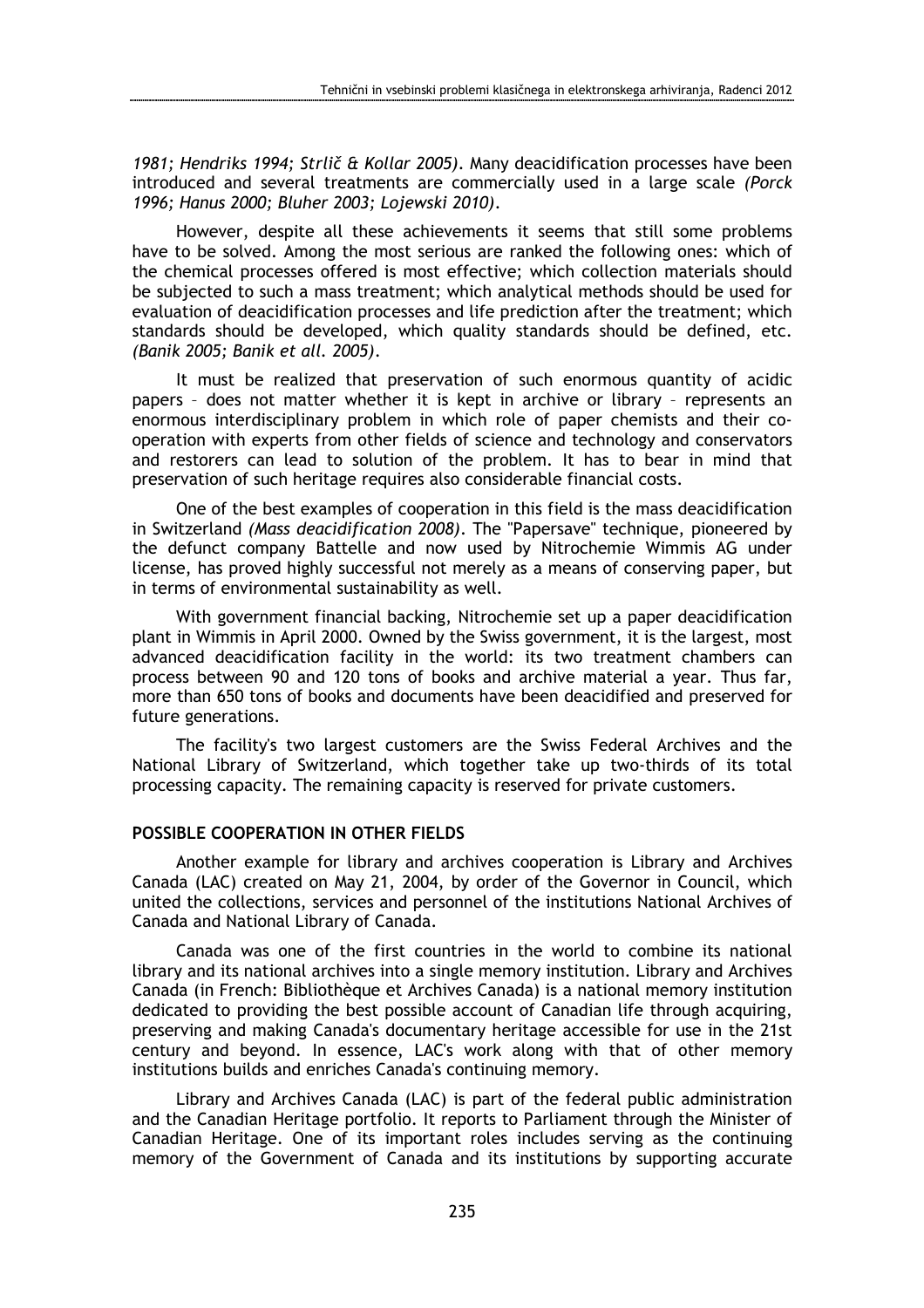*1981; Hendriks 1994; Strlič & Kollar 2005)*. Many deacidification processes have been introduced and several treatments are commercially used in a large scale *(Porck 1996; Hanus 2000; Bluher 2003; Lojewski 2010)*.

However, despite all these achievements it seems that still some problems have to be solved. Among the most serious are ranked the following ones: which of the chemical processes offered is most effective; which collection materials should be subjected to such a mass treatment; which analytical methods should be used for evaluation of deacidification processes and life prediction after the treatment; which standards should be developed, which quality standards should be defined, etc. *(Banik 2005; Banik et all. 2005)*.

It must be realized that preservation of such enormous quantity of acidic papers – does not matter whether it is kept in archive or library – represents an enormous interdisciplinary problem in which role of paper chemists and their co-operation with experts from other fields of science and technology and conservators and restorers can lead to solution of the problem. It has to bear in mind that preservation of such heritage requires also considerable financial costs.

One of the best examples of cooperation in this field is the mass deacidification in Switzerland *(Mass deacidification 2008)*. The "Papersave" technique, pioneered by the defunct company Battelle and now used by Nitrochemie Wimmis AG under license, has proved highly successful not merely as a means of conserving paper, but in terms of environmental sustainability as well.

With government financial backing, Nitrochemie set up a paper deacidification plant in Wimmis in April 2000. Owned by the Swiss government, it is the largest, most advanced deacidification facility in the world: its two treatment chambers can process between 90 and 120 tons of books and archive material a year. Thus far, more than 650 tons of books and documents have been deacidified and preserved for future generations.

The facility's two largest customers are the Swiss Federal Archives and the National Library of Switzerland, which together take up two-thirds of its total processing capacity. The remaining capacity is reserved for private customers.

## POSSIBLE COOPERATION IN OTHER FIELDS

Another example for library and archives cooperation is Library and Archives Canada (LAC) created on May 21, 2004, by order of the Governor in Council, which united the collections, services and personnel of the institutions National Archives of Canada and National Library of Canada.

Canada was one of the first countries in the world to combine its national library and its national archives into a single memory institution. Library and Archives Canada (in French: Bibliothèque et Archives Canada) is a national memory institution dedicated to providing the best possible account of Canadian life through acquiring, preserving and making Canada's documentary heritage accessible for use in the 21st century and beyond. In essence, LAC's work along with that of other memory institutions builds and enriches Canada's continuing memory.

Library and Archives Canada (LAC) is part of the federal public administration and the Canadian Heritage portfolio. It reports to Parliament through the Minister of Canadian Heritage. One of its important roles includes serving as the continuing memory of the Government of Canada and its institutions by supporting accurate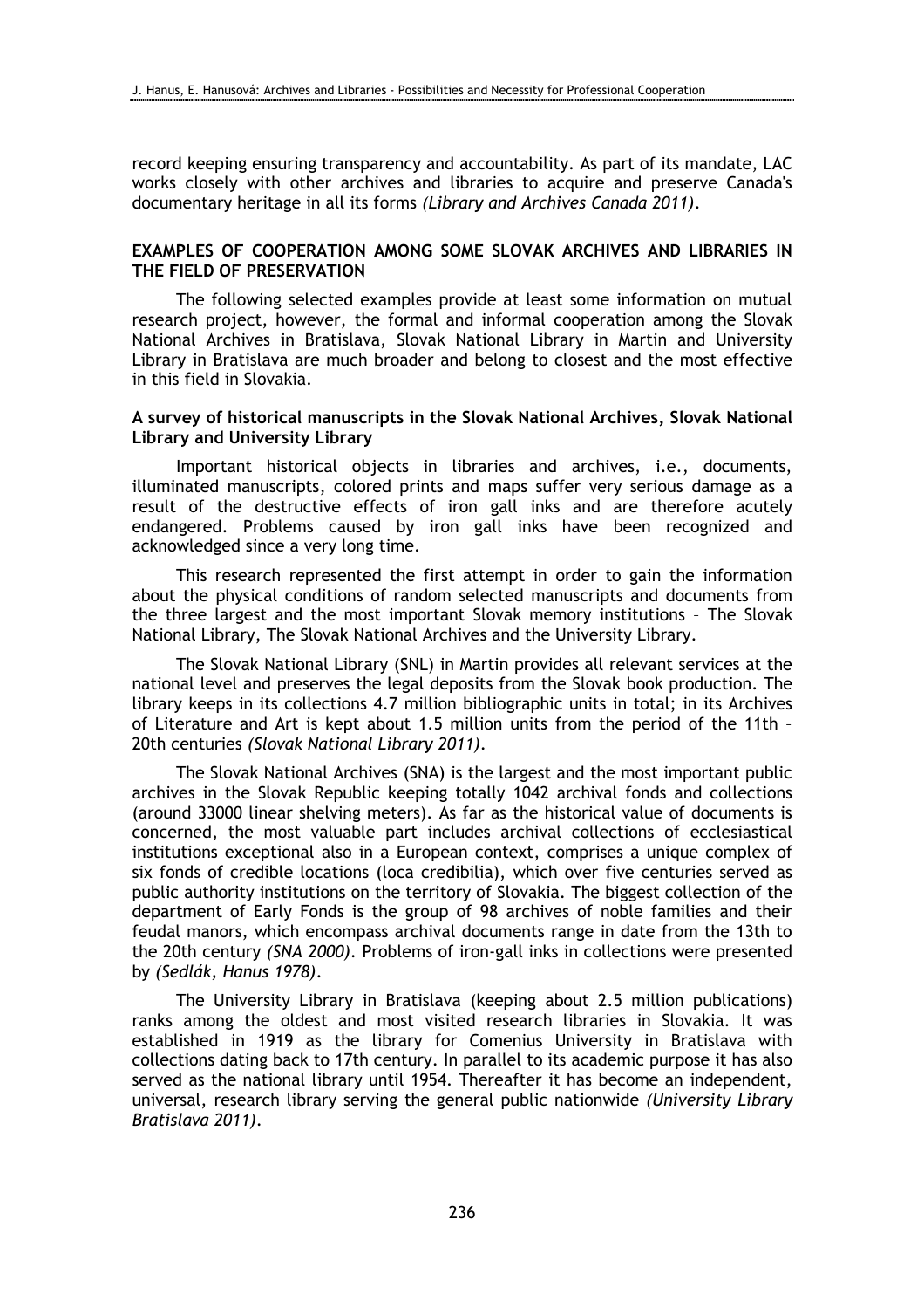record keeping ensuring transparency and accountability. As part of its mandate, LAC works closely with other archives and libraries to acquire and preserve Canada's documentary heritage in all its forms *(Library and Archives Canada 2011)*.

## EXAMPLES OF COOPERATION AMONG SOME SLOVAK ARCHIVES AND LIBRARIES IN THE FIELD OF PRESERVATION

The following selected examples provide at least some information on mutual research project, however, the formal and informal cooperation among the Slovak National Archives in Bratislava, Slovak National Library in Martin and University Library in Bratislava are much broader and belong to closest and the most effective in this field in Slovakia.

### A survey of historical manuscripts in the Slovak National Archives, Slovak National Library and University Library

Important historical objects in libraries and archives, i.e., documents, illuminated manuscripts, colored prints and maps suffer very serious damage as a result of the destructive effects of iron gall inks and are therefore acutely endangered. Problems caused by iron gall inks have been recognized and acknowledged since a very long time.

This research represented the first attempt in order to gain the information about the physical conditions of random selected manuscripts and documents from the three largest and the most important Slovak memory institutions – The Slovak National Library, The Slovak National Archives and the University Library.

The Slovak National Library (SNL) in Martin provides all relevant services at the national level and preserves the legal deposits from the Slovak book production. The library keeps in its collections 4.7 million bibliographic units in total; in its Archives of Literature and Art is kept about 1.5 million units from the period of the 11th – 20th centuries *(Slovak National Library 2011)*.

The Slovak National Archives (SNA) is the largest and the most important public archives in the Slovak Republic keeping totally 1042 archival fonds and collections (around 33000 linear shelving meters). As far as the historical value of documents is concerned, the most valuable part includes archival collections of ecclesiastical institutions exceptional also in a European context, comprises a unique complex of six fonds of credible locations (loca credibilia), which over five centuries served as public authority institutions on the territory of Slovakia. The biggest collection of the department of Early Fonds is the group of 98 archives of noble families and their feudal manors, which encompass archival documents range in date from the 13th to the 20th century *(SNA 2000)*. Problems of iron-gall inks in collections were presented by *(Sedlák, Hanus 1978)*.

The University Library in Bratislava (keeping about 2.5 million publications) ranks among the oldest and most visited research libraries in Slovakia. It was established in 1919 as the library for Comenius University in Bratislava with collections dating back to 17th century. In parallel to its academic purpose it has also served as the national library until 1954. Thereafter it has become an independent, universal, research library serving the general public nationwide *(University Library Bratislava 2011)*.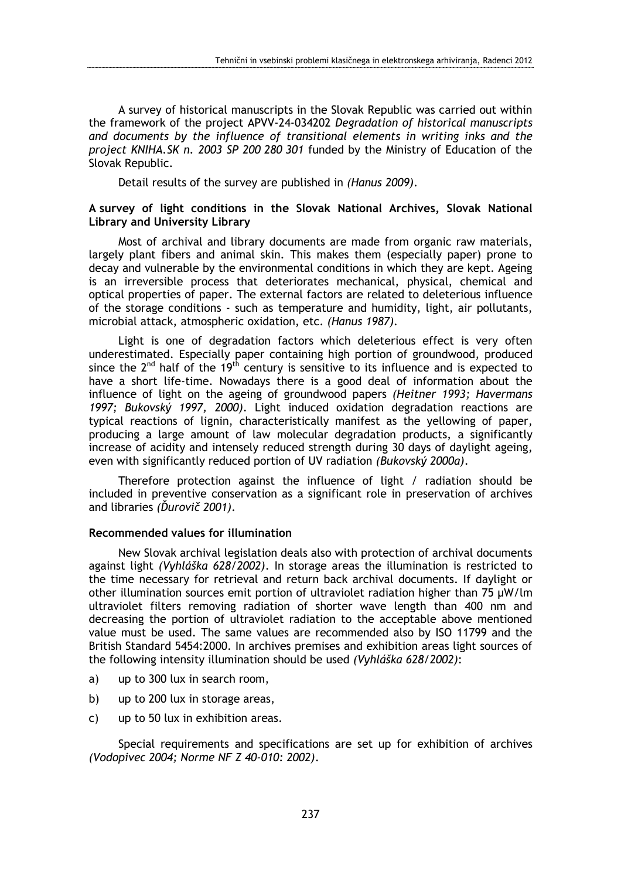A survey of historical manuscripts in the Slovak Republic was carried out within the framework of the project APVV-24-034202 *Degradation of historical manuscripts and documents by the influence of transitional elements in writing inks and the project KNIHA.SK n. 2003 SP 200 280 301* funded by the Ministry of Education of the Slovak Republic.

Detail results of the survey are published in *(Hanus 2009)*.

**A survey of light conditions in the Slovak National Archives, Slovak National Library and University Library**

Most of archival and library documents are made from organic raw materials, largely plant fibers and animal skin. This makes them (especially paper) prone to decay and vulnerable by the environmental conditions in which they are kept. Ageing is an irreversible process that deteriorates mechanical, physical, chemical and optical properties of paper. The external factors are related to deleterious influence of the storage conditions - such as temperature and humidity, light, air pollutants, microbial attack, atmospheric oxidation, etc. *(Hanus 1987)*.

Light is one of degradation factors which deleterious effect is very often underestimated. Especially paper containing high portion of groundwood, produced since the 2nd half of the 19th century is sensitive to its influence and is expected to have a short life-time. Nowadays there is a good deal of information about the influence of light on the ageing of groundwood papers *(Heitner 1993; Havermans 1997; Bukovský 1997, 2000)*. Light induced oxidation degradation reactions are typical reactions of lignin, characteristically manifest as the yellowing of paper, producing a large amount of law molecular degradation products, a significantly increase of acidity and intensely reduced strength during 30 days of daylight ageing, even with significantly reduced portion of UV radiation *(Bukovský 2000a)*.

Therefore protection against the influence of light / radiation should be included in preventive conservation as a significant role in preservation of archives and libraries *(Ďurovič 2001)*.

**Recommended values for illumination**

New Slovak archival legislation deals also with protection of archival documents against light *(Vyhláška 628/2002)*. In storage areas the illumination is restricted to the time necessary for retrieval and return back archival documents. If daylight or other illumination sources emit portion of ultraviolet radiation higher than 75 μW/lm ultraviolet filters removing radiation of shorter wave length than 400 nm and decreasing the portion of ultraviolet radiation to the acceptable above mentioned value must be used. The same values are recommended also by ISO 11799 and the British Standard 5454:2000. In archives premises and exhibition areas light sources of the following intensity illumination should be used *(Vyhláška 628/2002)*:

a) up to 300 lux in search room,

b) up to 200 lux in storage areas,

c) up to 50 lux in exhibition areas.

Special requirements and specifications are set up for exhibition of archives *(Vodopivec 2004; Norme NF Z 40-010: 2002)*.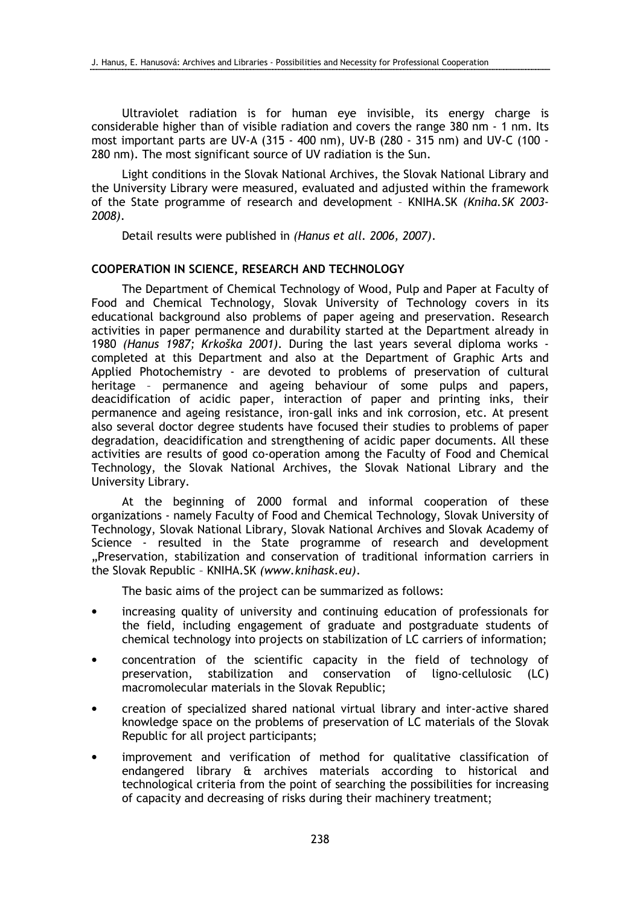Ultraviolet radiation is for human eye invisible, its energy charge is considerable higher than of visible radiation and covers the range 380 nm - 1 nm. Its most important parts are UV-A (315 - 400 nm), UV-B (280 - 315 nm) and UV-C (100 - 280 nm). The most significant source of UV radiation is the Sun.

Light conditions in the Slovak National Archives, the Slovak National Library and the University Library were measured, evaluated and adjusted within the framework of the State programme of research and development – KNIHA.SK *(Kniha.SK 2003-2008)*.

Detail results were published in *(Hanus et all. 2006, 2007)*.

## COOPERATION IN SCIENCE, RESEARCH AND TECHNOLOGY

The Department of Chemical Technology of Wood, Pulp and Paper at Faculty of Food and Chemical Technology, Slovak University of Technology covers in its educational background also problems of paper ageing and preservation. Research activities in paper permanence and durability started at the Department already in 1980 *(Hanus 1987; Krkoška 2001)*. During the last years several diploma works - completed at this Department and also at the Department of Graphic Arts and Applied Photochemistry - are devoted to problems of preservation of cultural heritage – permanence and ageing behaviour of some pulps and papers, deacidification of acidic paper, interaction of paper and printing inks, their permanence and ageing resistance, iron-gall inks and ink corrosion, etc. At present also several doctor degree students have focused their studies to problems of paper degradation, deacidification and strengthening of acidic paper documents. All these activities are results of good co-operation among the Faculty of Food and Chemical Technology, the Slovak National Archives, the Slovak National Library and the University Library.

At the beginning of 2000 formal and informal cooperation of these organizations - namely Faculty of Food and Chemical Technology, Slovak University of Technology, Slovak National Library, Slovak National Archives and Slovak Academy of Science - resulted in the State programme of research and development „Preservation, stabilization and conservation of traditional information carriers in the Slovak Republic – KNIHA.SK *(www.knihask.eu)*.

The basic aims of the project can be summarized as follows:

- increasing quality of university and continuing education of professionals for the field, including engagement of graduate and postgraduate students of chemical technology into projects on stabilization of LC carriers of information;
- concentration of the scientific capacity in the field of technology of preservation, stabilization and conservation of ligno-cellulosic (LC) macromolecular materials in the Slovak Republic;
- creation of specialized shared national virtual library and inter-active shared knowledge space on the problems of preservation of LC materials of the Slovak Republic for all project participants;
- improvement and verification of method for qualitative classification of endangered library & archives materials according to historical and technological criteria from the point of searching the possibilities for increasing of capacity and decreasing of risks during their machinery treatment;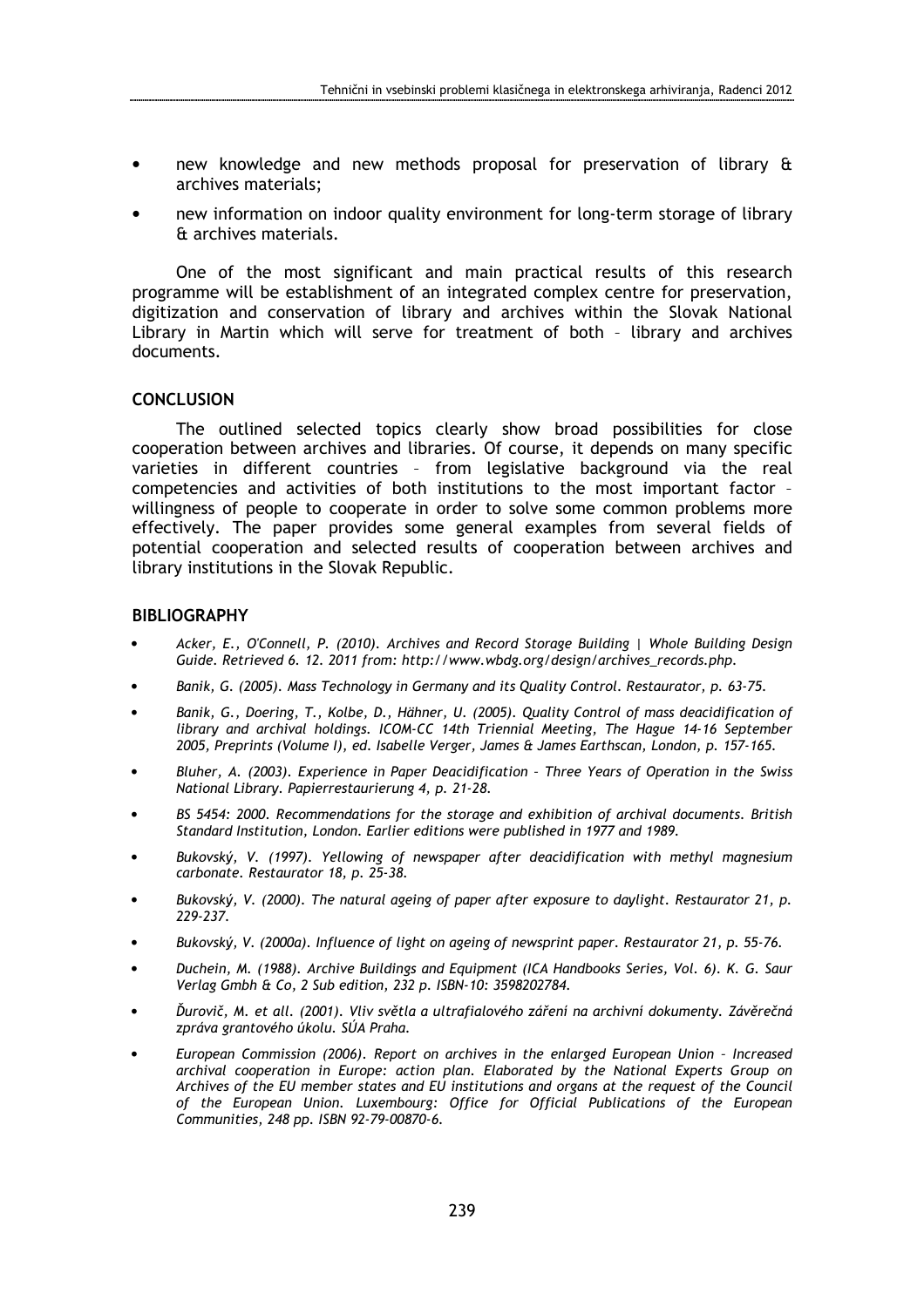- new knowledge and new methods proposal for preservation of library & archives materials;
- new information on indoor quality environment for long-term storage of library & archives materials.

One of the most significant and main practical results of this research programme will be establishment of an integrated complex centre for preservation, digitization and conservation of library and archives within the Slovak National Library in Martin which will serve for treatment of both – library and archives documents.

## CONCLUSION

The outlined selected topics clearly show broad possibilities for close cooperation between archives and libraries. Of course, it depends on many specific varieties in different countries – from legislative background via the real competencies and activities of both institutions to the most important factor – willingness of people to cooperate in order to solve some common problems more effectively. The paper provides some general examples from several fields of potential cooperation and selected results of cooperation between archives and library institutions in the Slovak Republic.

## BIBLIOGRAPHY

- *Acker, E., O'Connell, P. (2010). Archives and Record Storage Building | Whole Building Design Guide. Retrieved 6. 12. 2011 from: http://www.wbdg.org/design/archives_records.php.*
- *Banik, G. (2005). Mass Technology in Germany and its Quality Control. Restaurator, p. 63-75.*
- *Banik, G., Doering, T., Kolbe, D., Hähner, U. (2005). Quality Control of mass deacidification of library and archival holdings. ICOM-CC 14th Triennial Meeting, The Hague 14-16 September 2005, Preprints (Volume I), ed. Isabelle Verger, James & James Earthscan, London, p. 157-165.*
- *Bluher, A. (2003). Experience in Paper Deacidification – Three Years of Operation in the Swiss National Library. Papierrestaurierung 4, p. 21-28.*
- *BS 5454: 2000. Recommendations for the storage and exhibition of archival documents. British Standard Institution, London. Earlier editions were published in 1977 and 1989.*
- *Bukovský, V. (1997). Yellowing of newspaper after deacidification with methyl magnesium carbonate. Restaurator 18, p. 25-38.*
- *Bukovský, V. (2000). The natural ageing of paper after exposure to daylight. Restaurator 21, p. 229-237.*
- *Bukovský, V. (2000a). Influence of light on ageing of newsprint paper. Restaurator 21, p. 55-76.*
- *Duchein, M. (1988). Archive Buildings and Equipment (ICA Handbooks Series, Vol. 6). K. G. Saur Verlag Gmbh & Co, 2 Sub edition, 232 p. ISBN-10: 3598202784.*
- *Ďurovič, M. et all. (2001). Vliv světla a ultrafialového záření na archivní dokumenty. Závěrečná zpráva grantového úkolu. SÚA Praha.*
- *European Commission (2006). Report on archives in the enlarged European Union – Increased archival cooperation in Europe: action plan. Elaborated by the National Experts Group on Archives of the EU member states and EU institutions and organs at the request of the Council of the European Union. Luxembourg: Office for Official Publications of the European Communities, 248 pp. ISBN 92-79-00870-6.*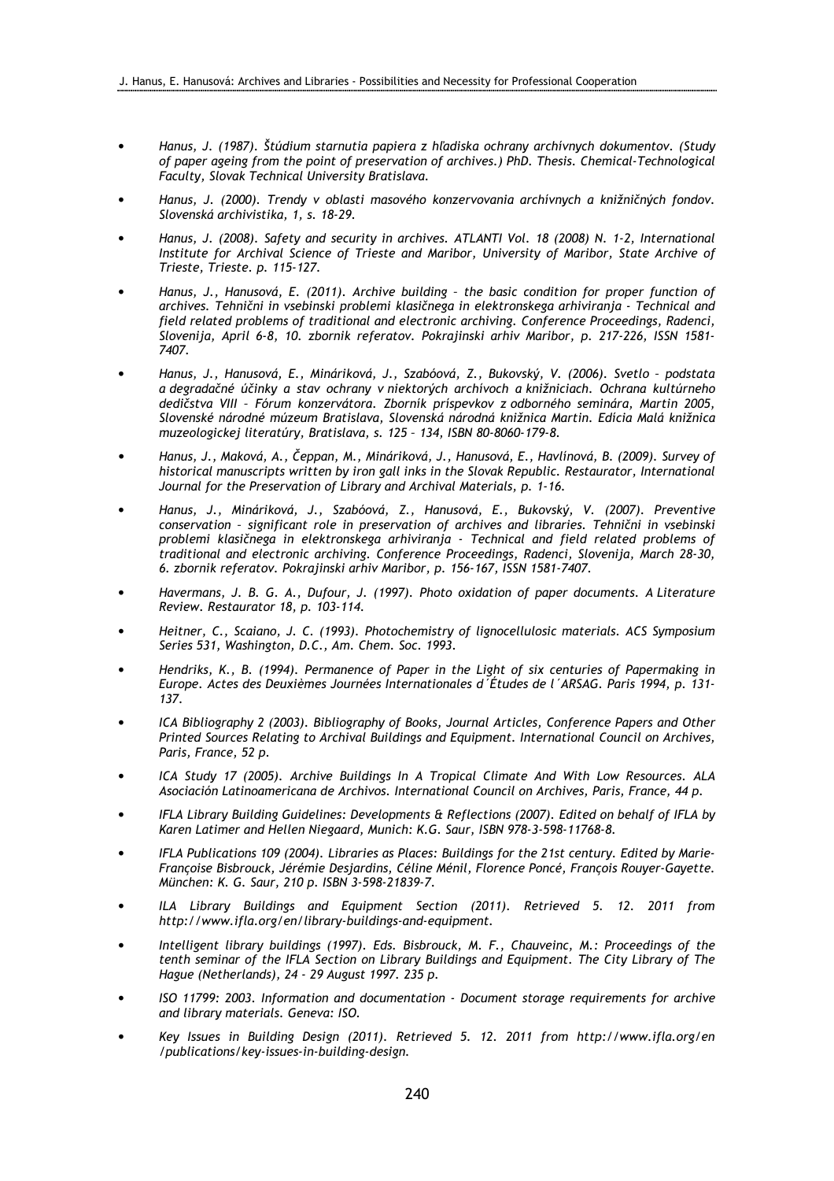- *Hanus, J. (1987). Štúdium starnutia papiera z hľadiska ochrany archívnych dokumentov. (Study of paper ageing from the point of preservation of archives.) PhD. Thesis. Chemical-Technological Faculty, Slovak Technical University Bratislava.*
- *Hanus, J. (2000). Trendy v oblasti masového konzervovania archívnych a knižničných fondov. Slovenská archivistika, 1, s. 18-29.*
- *Hanus, J. (2008). Safety and security in archives. ATLANTI Vol. 18 (2008) N. 1-2, International Institute for Archival Science of Trieste and Maribor, University of Maribor, State Archive of Trieste, Trieste. p. 115-127.*
- *Hanus, J., Hanusová, E. (2011). Archive building – the basic condition for proper function of archives. Tehnični in vsebinski problemi klasičnega in elektronskega arhiviranja - Technical and field related problems of traditional and electronic archiving. Conference Proceedings, Radenci, Slovenija, April 6-8, 10. zbornik referatov. Pokrajinski arhiv Maribor, p. 217-226, ISSN 1581-7407.*
- *Hanus, J., Hanusová, E., Mináriková, J., Szabóová, Z., Bukovský, V. (2006). Svetlo – podstata a degradačné účinky a stav ochrany v niektorých archívoch a knižniciach. Ochrana kultúrneho dedičstva VIII – Fórum konzervátora. Zborník príspevkov z odborného seminára, Martin 2005, Slovenské národné múzeum Bratislava, Slovenská národná knižnica Martin. Edícia Malá knižnica muzeologickej literatúry, Bratislava, s. 125 – 134, ISBN 80-8060-179-8.*
- *Hanus, J., Maková, A., Čeppan, M., Mináriková, J., Hanusová, E., Havlinová, B. (2009). Survey of historical manuscripts written by iron gall inks in the Slovak Republic. Restaurator, International Journal for the Preservation of Library and Archival Materials, p. 1-16.*
- *Hanus, J., Mináriková, J., Szabóová, Z., Hanusová, E., Bukovský, V. (2007). Preventive conservation – significant role in preservation of archives and libraries. Tehnični in vsebinski problemi klasičnega in elektronskega arhiviranja - Technical and field related problems of traditional and electronic archiving. Conference Proceedings, Radenci, Slovenija, March 28-30, 6. zbornik referatov. Pokrajinski arhiv Maribor, p. 156-167, ISSN 1581-7407.*
- *Havermans, J. B. G. A., Dufour, J. (1997). Photo oxidation of paper documents. A Literature Review. Restaurator 18, p. 103-114.*
- *Heitner, C., Scaiano, J. C. (1993). Photochemistry of lignocellulosic materials. ACS Symposium Series 531, Washington, D.C., Am. Chem. Soc. 1993.*
- *Hendriks, K., B. (1994). Permanence of Paper in the Light of six centuries of Papermaking in Europe. Actes des Deuxièmes Journées Internationales d´Études de l´ARSAG. Paris 1994, p. 131-137.*
- *ICA Bibliography 2 (2003). Bibliography of Books, Journal Articles, Conference Papers and Other Printed Sources Relating to Archival Buildings and Equipment. International Council on Archives, Paris, France, 52 p.*
- *ICA Study 17 (2005). Archive Buildings In A Tropical Climate And With Low Resources. ALA Asociación Latinoamericana de Archivos. International Council on Archives, Paris, France, 44 p.*
- *IFLA Library Building Guidelines: Developments & Reflections (2007). Edited on behalf of IFLA by Karen Latimer and Hellen Niegaard, Munich: K.G. Saur, ISBN 978-3-598-11768-8.*
- *IFLA Publications 109 (2004). Libraries as Places: Buildings for the 21st century. Edited by Marie-Françoise Bisbrouck, Jérémie Desjardins, Céline Ménil, Florence Poncé, François Rouyer-Gayette. München: K. G. Saur, 210 p. ISBN 3-598-21839-7.*
- *ILA Library Buildings and Equipment Section (2011). Retrieved 5. 12. 2011 from http://www.ifla.org/en/library-buildings-and-equipment.*
- *Intelligent library buildings (1997). Eds. Bisbrouck, M. F., Chauveinc, M.: Proceedings of the tenth seminar of the IFLA Section on Library Buildings and Equipment. The City Library of The Hague (Netherlands), 24 - 29 August 1997. 235 p.*
- *ISO 11799: 2003. Information and documentation - Document storage requirements for archive and library materials. Geneva: ISO.*
- *Key Issues in Building Design (2011). Retrieved 5. 12. 2011 from http://www.ifla.org/en /publications/key-issues-in-building-design.*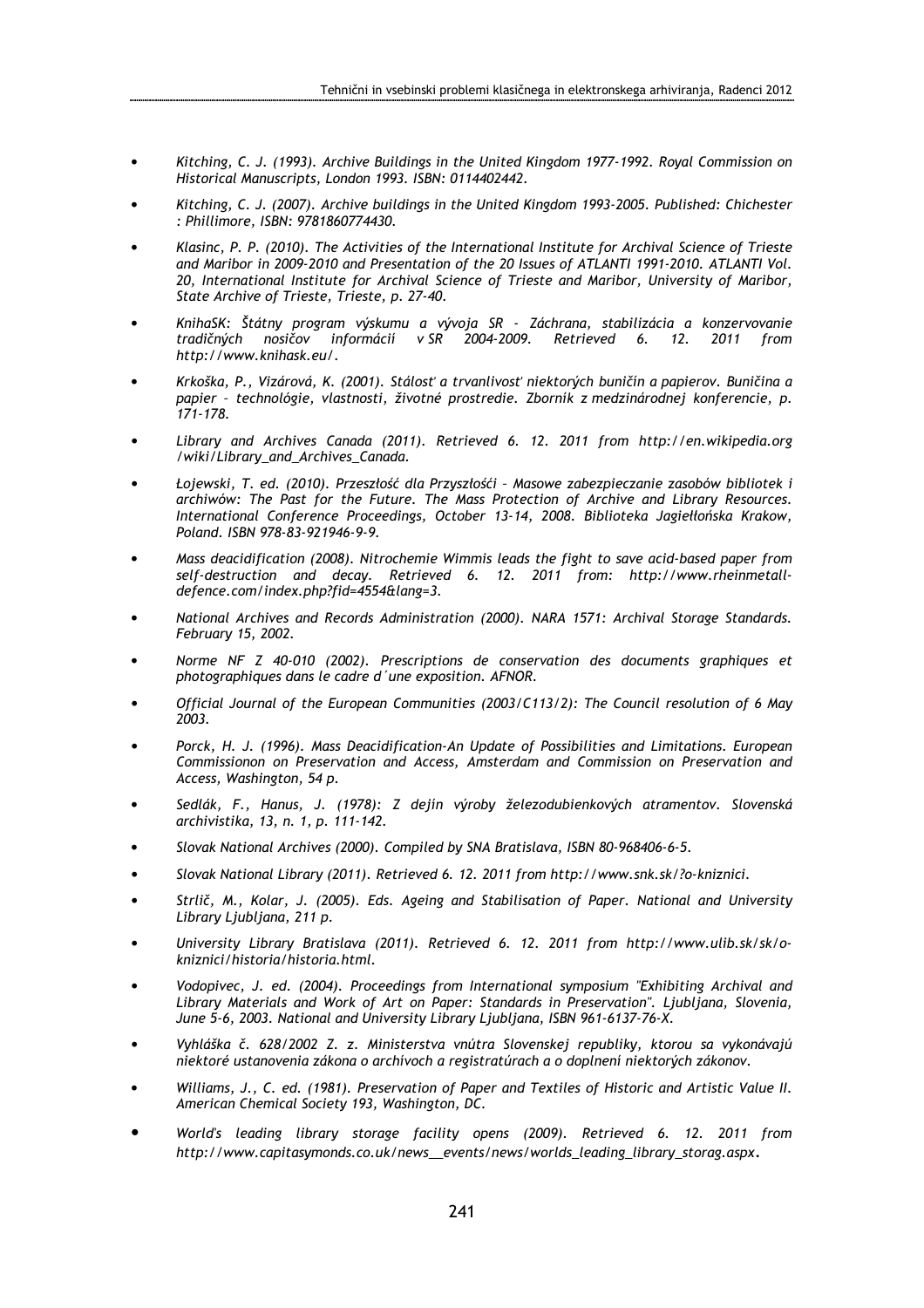- *Kitching, C. J. (1993). Archive Buildings in the United Kingdom 1977-1992. Royal Commission on Historical Manuscripts, London 1993. ISBN: 0114402442.*
- *Kitching, C. J. (2007). Archive buildings in the United Kingdom 1993-2005. Published: Chichester : Phillimore, ISBN: 9781860774430.*
- *Klasinc, P. P. (2010). The Activities of the International Institute for Archival Science of Trieste and Maribor in 2009-2010 and Presentation of the 20 Issues of ATLANTI 1991-2010. ATLANTI Vol. 20, International Institute for Archival Science of Trieste and Maribor, University of Maribor, State Archive of Trieste, Trieste, p. 27-40.*
- *KnihaSK: Štátny program výskumu a vývoja SR - Záchrana, stabilizácia a konzervovanie tradičných nosičov informácií v SR 2004-2009. Retrieved 6. 12. 2011 from http://www.knihask.eu/.*
- *Krkoška, P., Vizárová, K. (2001). Stálosť a trvanlivosť niektorých buničín a papierov. Buničina a papier – technológie, vlastnosti, životné prostredie. Zborník z medzinárodnej konferencie, p. 171-178.*
- *Library and Archives Canada (2011). Retrieved 6. 12. 2011 from http://en.wikipedia.org /wiki/Library_and_Archives_Canada.*
- *Łojewski, T. ed. (2010). Przeszłość dla Przyszłośći – Masowe zabezpieczanie zasobów bibliotek i archiwów: The Past for the Future. The Mass Protection of Archive and Library Resources. International Conference Proceedings, October 13-14, 2008. Biblioteka Jagiełłońska Krakow, Poland. ISBN 978-83-921946-9-9.*
- *Mass deacidification (2008). Nitrochemie Wimmis leads the fight to save acid-based paper from self-destruction and decay. Retrieved 6. 12. 2011 from: http://www.rheinmetall-defence.com/index.php?fid=4554&lang=3.*
- *National Archives and Records Administration (2000). NARA 1571: Archival Storage Standards. February 15, 2002.*
- *Norme NF Z 40-010 (2002). Prescriptions de conservation des documents graphiques et photographiques dans le cadre d´une exposition. AFNOR.*
- *Official Journal of the European Communities (2003/C113/2): The Council resolution of 6 May 2003.*
- *Porck, H. J. (1996). Mass Deacidification-An Update of Possibilities and Limitations. European Commissionon on Preservation and Access, Amsterdam and Commission on Preservation and Access, Washington, 54 p.*
- *Sedlák, F., Hanus, J. (1978): Z dejín výroby železodubienkových atramentov. Slovenská archivistika, 13, n. 1, p. 111-142.*
- *Slovak National Archives (2000). Compiled by SNA Bratislava, ISBN 80-968406-6-5.*
- *Slovak National Library (2011). Retrieved 6. 12. 2011 from http://www.snk.sk/?o-kniznici.*
- *Strlič, M., Kolar, J. (2005). Eds. Ageing and Stabilisation of Paper. National and University Library Ljubljana, 211 p.*
- *University Library Bratislava (2011). Retrieved 6. 12. 2011 from http://www.ulib.sk/sk/o-kniznici/historia/historia.html.*
- *Vodopivec, J. ed. (2004). Proceedings from International symposium "Exhibiting Archival and Library Materials and Work of Art on Paper: Standards in Preservation". Ljubljana, Slovenia, June 5-6, 2003. National and University Library Ljubljana, ISBN 961-6137-76-X.*
- *Vyhláška č. 628/2002 Z. z. Ministerstva vnútra Slovenskej republiky, ktorou sa vykonávajú niektoré ustanovenia zákona o archívoch a registratúrach a o doplnení niektorých zákonov.*
- *Williams, J., C. ed. (1981). Preservation of Paper and Textiles of Historic and Artistic Value II. American Chemical Society 193, Washington, DC.*
- *World's leading library storage facility opens (2009). Retrieved 6. 12. 2011 from http://www.capitasymonds.co.uk/news__events/news/worlds_leading_library_storag.aspx.*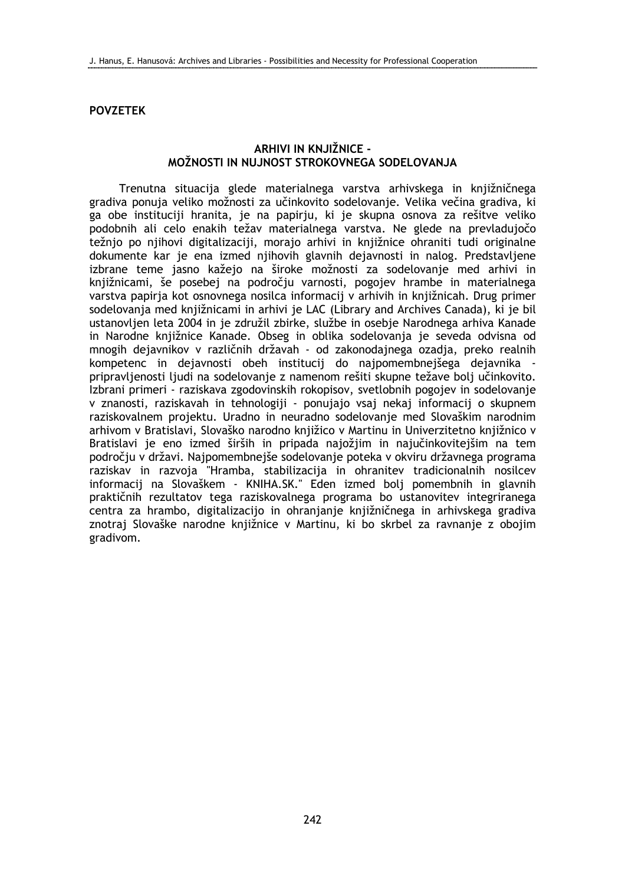## POVZETEK

### ARHIVI IN KNJIŽNICE - MOŽNOSTI IN NUJNOST STROKOVNEGA SODELOVANJA

Trenutna situacija glede materialnega varstva arhivskega in knjižničnega gradiva ponuja veliko možnosti za učinkovito sodelovanje. Velika večina gradiva, ki ga obe instituciji hranita, je na papirju, ki je skupna osnova za rešitve veliko podobnih ali celo enakih težav materialnega varstva. Ne glede na prevladujočo težnjo po njihovi digitalizaciji, morajo arhivi in knjižnice ohraniti tudi originalne dokumente kar je ena izmed njihovih glavnih dejavnosti in nalog. Predstavljene izbrane teme jasno kažejo na široke možnosti za sodelovanje med arhivi in knjižnicami, še posebej na področju varnosti, pogojev hrambe in materialnega varstva papirja kot osnovnega nosilca informacij v arhivih in knjižnicah. Drug primer sodelovanja med knjižnicami in arhivi je LAC (Library and Archives Canada), ki je bil ustanovljen leta 2004 in je združil zbirke, službe in osebje Narodnega arhiva Kanade in Narodne knjižnice Kanade. Obseg in oblika sodelovanja je seveda odvisna od mnogih dejavnikov v različnih državah - od zakonodajnega ozadja, preko realnih kompetenc in dejavnosti obeh institucij do najpomembnejšega dejavnika - pripravljenosti ljudi na sodelovanje z namenom rešiti skupne težave bolj učinkovito. Izbrani primeri - raziskava zgodovinskih rokopisov, svetlobnih pogojev in sodelovanje v znanosti, raziskavah in tehnologiji - ponujajo vsaj nekaj informacij o skupnem raziskovalnem projektu. Uradno in neuradno sodelovanje med Slovaškim narodnim arhivom v Bratislavi, Slovaško narodno knjižico v Martinu in Univerzitetno knjižnico v Bratislavi je eno izmed širših in pripada najožjim in najučinkovitejšim na tem področju v državi. Najpomembnejše sodelovanje poteka v okviru državnega programa raziskav in razvoja "Hramba, stabilizacija in ohranitev tradicionalnih nosilcev informacij na Slovaškem - KNIHA.SK." Eden izmed bolj pomembnih in glavnih praktičnih rezultatov tega raziskovalnega programa bo ustanovitev integriranega centra za hrambo, digitalizacijo in ohranjanje knjižničnega in arhivskega gradiva znotraj Slovaške narodne knjižnice v Martinu, ki bo skrbel za ravnanje z obojim gradivom.